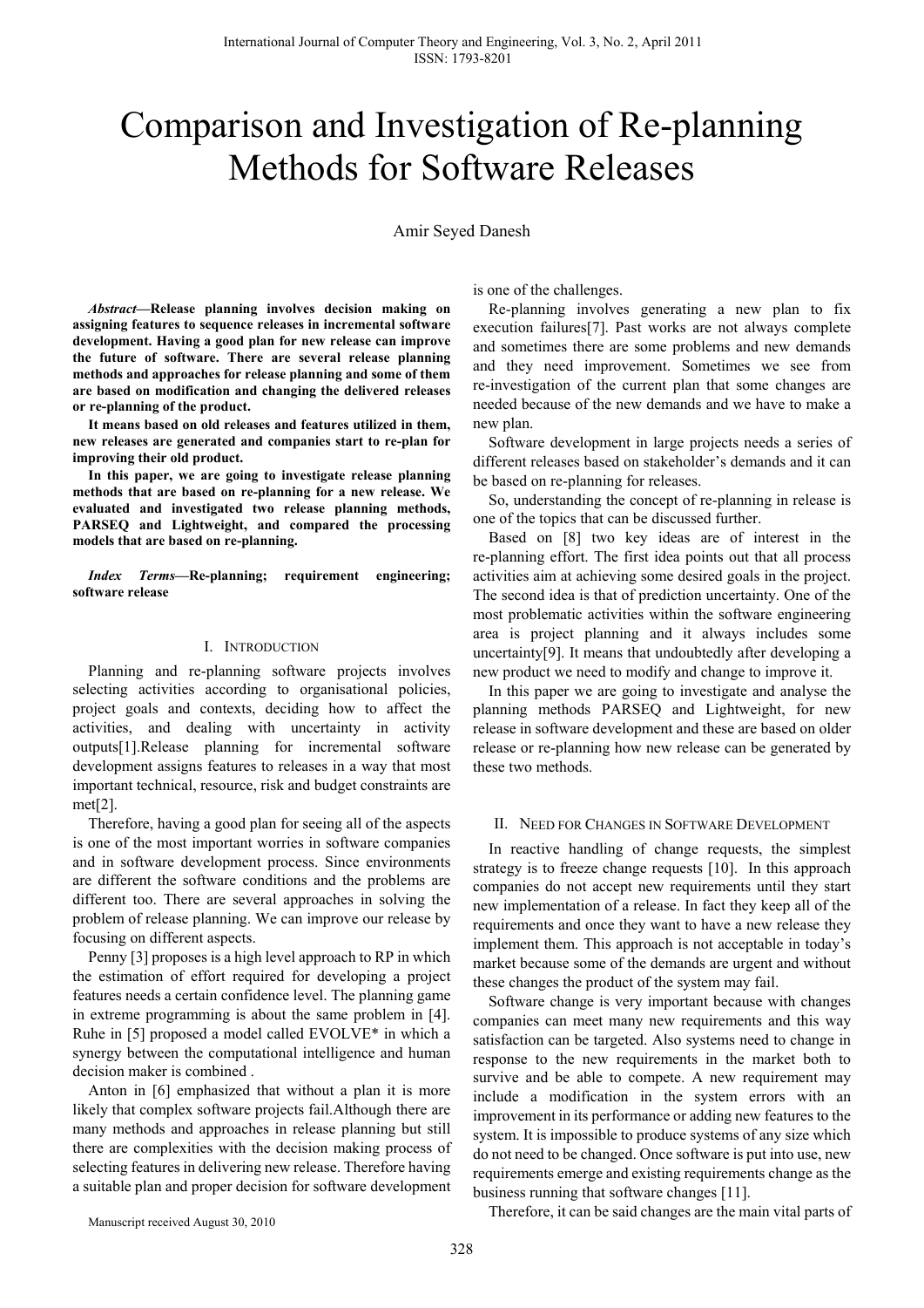# Comparison and Investigation of Re-planning Methods for Software Releases

Amir Seyed Danesh

***Abstract*—Release planning involves decision making on assigning features to sequence releases in incremental software development. Having a good plan for new release can improve the future of software. There are several release planning methods and approaches for release planning and some of them are based on modification and changing the delivered releases or re-planning of the product.**

**It means based on old releases and features utilized in them, new releases are generated and companies start to re-plan for improving their old product.**

**In this paper, we are going to investigate release planning methods that are based on re-planning for a new release. We evaluated and investigated two release planning methods, PARSEQ and Lightweight, and compared the processing models that are based on re-planning.**

***Index Terms*—Re-planning; requirement engineering; software release**

## I. Introduction

Planning and re-planning software projects involves selecting activities according to organisational policies, project goals and contexts, deciding how to affect the activities, and dealing with uncertainty in activity outputs[1].Release planning for incremental software development assigns features to releases in a way that most important technical, resource, risk and budget constraints are met[2].

Therefore, having a good plan for seeing all of the aspects is one of the most important worries in software companies and in software development process. Since environments are different the software conditions and the problems are different too. There are several approaches in solving the problem of release planning. We can improve our release by focusing on different aspects.

Penny [3] proposes is a high level approach to RP in which the estimation of effort required for developing a project features needs a certain confidence level. The planning game in extreme programming is about the same problem in [4]. Ruhe in [5] proposed a model called EVOLVE* in which a synergy between the computational intelligence and human decision maker is combined .

Anton in [6] emphasized that without a plan it is more likely that complex software projects fail.Although there are many methods and approaches in release planning but still there are complexities with the decision making process of selecting features in delivering new release. Therefore having a suitable plan and proper decision for software development is one of the challenges.

Re-planning involves generating a new plan to fix execution failures[7]. Past works are not always complete and sometimes there are some problems and new demands and they need improvement. Sometimes we see from re-investigation of the current plan that some changes are needed because of the new demands and we have to make a new plan.

Software development in large projects needs a series of different releases based on stakeholder's demands and it can be based on re-planning for releases.

So, understanding the concept of re-planning in release is one of the topics that can be discussed further.

Based on [8] two key ideas are of interest in the re-planning effort. The first idea points out that all process activities aim at achieving some desired goals in the project. The second idea is that of prediction uncertainty. One of the most problematic activities within the software engineering area is project planning and it always includes some uncertainty[9]. It means that undoubtedly after developing a new product we need to modify and change to improve it.

In this paper we are going to investigate and analyse the planning methods PARSEQ and Lightweight, for new release in software development and these are based on older release or re-planning how new release can be generated by these two methods.

## II. Need for Changes in Software Development

In reactive handling of change requests, the simplest strategy is to freeze change requests [10]. In this approach companies do not accept new requirements until they start new implementation of a release. In fact they keep all of the requirements and once they want to have a new release they implement them. This approach is not acceptable in today's market because some of the demands are urgent and without these changes the product of the system may fail.

Software change is very important because with changes companies can meet many new requirements and this way satisfaction can be targeted. Also systems need to change in response to the new requirements in the market both to survive and be able to compete. A new requirement may include a modification in the system errors with an improvement in its performance or adding new features to the system. It is impossible to produce systems of any size which do not need to be changed. Once software is put into use, new requirements emerge and existing requirements change as the business running that software changes [11].

Therefore, it can be said changes are the main vital parts of

Manuscript received August 30, 2010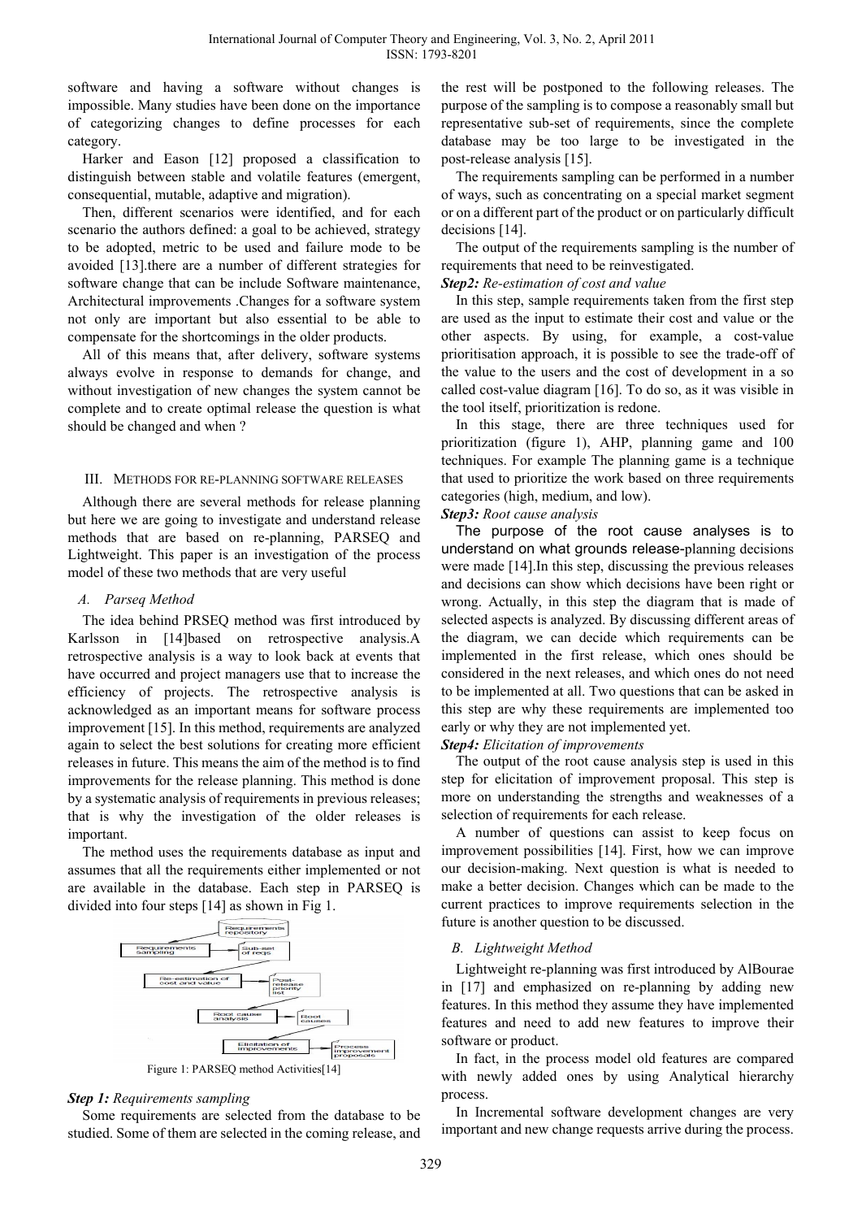software and having a software without changes is impossible. Many studies have been done on the importance of categorizing changes to define processes for each category.

Harker and Eason [12] proposed a classification to distinguish between stable and volatile features (emergent, consequential, mutable, adaptive and migration).

Then, different scenarios were identified, and for each scenario the authors defined: a goal to be achieved, strategy to be adopted, metric to be used and failure mode to be avoided [13].there are a number of different strategies for software change that can be include Software maintenance, Architectural improvements .Changes for a software system not only are important but also essential to be able to compensate for the shortcomings in the older products.

All of this means that, after delivery, software systems always evolve in response to demands for change, and without investigation of new changes the system cannot be complete and to create optimal release the question is what should be changed and when ?

## III. Methods for Re-planning Software Releases

Although there are several methods for release planning but here we are going to investigate and understand release methods that are based on re-planning, PARSEQ and Lightweight. This paper is an investigation of the process model of these two methods that are very useful

### A. Parseq Method

The idea behind PRSEQ method was first introduced by Karlsson in [14]based on retrospective analysis.A retrospective analysis is a way to look back at events that have occurred and project managers use that to increase the efficiency of projects. The retrospective analysis is acknowledged as an important means for software process improvement [15]. In this method, requirements are analyzed again to select the best solutions for creating more efficient releases in future. This means the aim of the method is to find improvements for the release planning. This method is done by a systematic analysis of requirements in previous releases; that is why the investigation of the older releases is important.

The method uses the requirements database as input and assumes that all the requirements either implemented or not are available in the database. Each step in PARSEQ is divided into four steps [14] as shown in Fig 1.

Figure 1: PARSEQ method Activities[14]

***Step 1:*** *Requirements sampling*

Some requirements are selected from the database to be studied. Some of them are selected in the coming release, and the rest will be postponed to the following releases. The purpose of the sampling is to compose a reasonably small but representative sub-set of requirements, since the complete database may be too large to be investigated in the post-release analysis [15].

The requirements sampling can be performed in a number of ways, such as concentrating on a special market segment or on a different part of the product or on particularly difficult decisions [14].

The output of the requirements sampling is the number of requirements that need to be reinvestigated.

***Step2:*** *Re-estimation of cost and value*

In this step, sample requirements taken from the first step are used as the input to estimate their cost and value or the other aspects. By using, for example, a cost-value prioritisation approach, it is possible to see the trade-off of the value to the users and the cost of development in a so called cost-value diagram [16]. To do so, as it was visible in the tool itself, prioritization is redone.

In this stage, there are three techniques used for prioritization (figure 1), AHP, planning game and 100 techniques. For example The planning game is a technique that used to prioritize the work based on three requirements categories (high, medium, and low).

***Step3:*** *Root cause analysis*

The purpose of the root cause analyses is to understand on what grounds release-planning decisions were made [14].In this step, discussing the previous releases and decisions can show which decisions have been right or wrong. Actually, in this step the diagram that is made of selected aspects is analyzed. By discussing different areas of the diagram, we can decide which requirements can be implemented in the first release, which ones should be considered in the next releases, and which ones do not need to be implemented at all. Two questions that can be asked in this step are why these requirements are implemented too early or why they are not implemented yet.

***Step4:*** *Elicitation of improvements*

The output of the root cause analysis step is used in this step for elicitation of improvement proposal. This step is more on understanding the strengths and weaknesses of a selection of requirements for each release.

A number of questions can assist to keep focus on improvement possibilities [14]. First, how we can improve our decision-making. Next question is what is needed to make a better decision. Changes which can be made to the current practices to improve requirements selection in the future is another question to be discussed.

### B. Lightweight Method

Lightweight re-planning was first introduced by AlBourae in [17] and emphasized on re-planning by adding new features. In this method they assume they have implemented features and need to add new features to improve their software or product.

In fact, in the process model old features are compared with newly added ones by using Analytical hierarchy process.

In Incremental software development changes are very important and new change requests arrive during the process.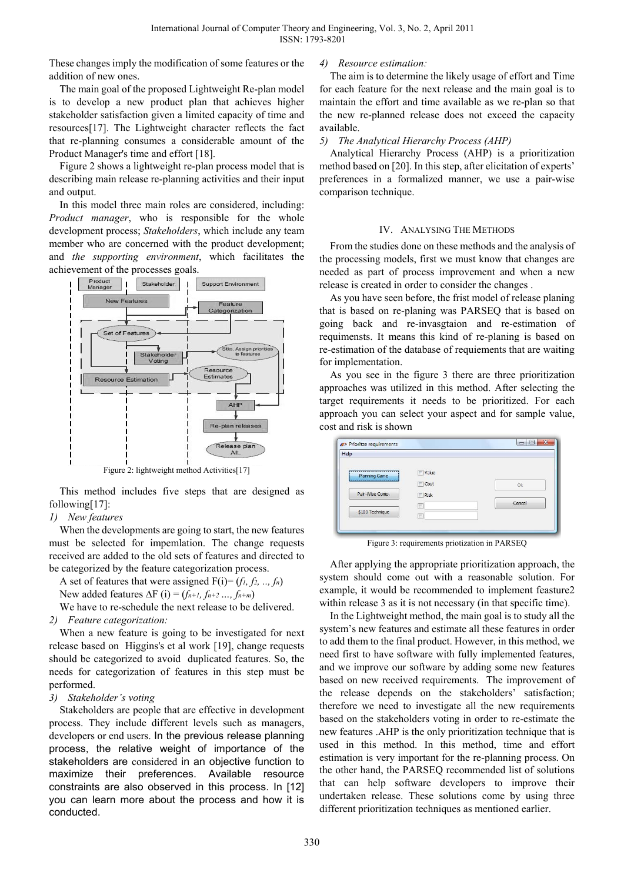These changes imply the modification of some features or the addition of new ones.

The main goal of the proposed Lightweight Re-plan model is to develop a new product plan that achieves higher stakeholder satisfaction given a limited capacity of time and resources[17]. The Lightweight character reflects the fact that re-planning consumes a considerable amount of the Product Manager's time and effort [18].

Figure 2 shows a lightweight re-plan process model that is describing main release re-planning activities and their input and output.

In this model three main roles are considered, including: *Product manager*, who is responsible for the whole development process; *Stakeholders*, which include any team member who are concerned with the product development; and *the supporting environment*, which facilitates the achievement of the processes goals.

Figure 2: lightweight method Activities[17]

This method includes five steps that are designed as following[17]:

*1) New features*

When the developments are going to start, the new features must be selected for impemlation. The change requests received are added to the old sets of features and directed to be categorized by the feature categorization process.

A set of features that were assigned F(i)= ($f_1$, $f_2$, .., $f_n$)

New added features ΔF (i) = ($f_{n+1}$, $f_{n+2}$ …, $f_{n+m}$)

We have to re-schedule the next release to be delivered.

*2) Feature categorization:*

When a new feature is going to be investigated for next release based on Higgins's et al work [19], change requests should be categorized to avoid duplicated features. So, the needs for categorization of features in this step must be performed.

*3) Stakeholder's voting*

Stakeholders are people that are effective in development process. They include different levels such as managers, developers or end users. In the previous release planning process, the relative weight of importance of the stakeholders are considered in an objective function to maximize their preferences. Available resource constraints are also observed in this process. In [12] you can learn more about the process and how it is conducted.

*4) Resource estimation:*

The aim is to determine the likely usage of effort and Time for each feature for the next release and the main goal is to maintain the effort and time available as we re-plan so that the new re-planned release does not exceed the capacity available.

*5) The Analytical Hierarchy Process (AHP)*

Analytical Hierarchy Process (AHP) is a prioritization method based on [20]. In this step, after elicitation of experts' preferences in a formalized manner, we use a pair-wise comparison technique.

## IV. Analysing The Methods

From the studies done on these methods and the analysis of the processing models, first we must know that changes are needed as part of process improvement and when a new release is created in order to consider the changes .

As you have seen before, the frist model of release planing that is based on re-planing was PARSEQ that is based on going back and re-invasgtaion and re-estimation of requimensts. It means this kind of re-planing is based on re-estimation of the database of requiements that are waiting for implementation.

As you see in the figure 3 there are three prioritization approaches was utilized in this method. After selecting the target requirements it needs to be prioritized. For each approach you can select your aspect and for sample value, cost and risk is shown

Figure 3: requirements priotization in PARSEQ

After applying the appropriate prioritization approach, the system should come out with a reasonable solution. For example, it would be recommended to implement feasture2 within release 3 as it is not necessary (in that specific time).

In the Lightweight method, the main goal is to study all the system's new features and estimate all these features in order to add them to the final product. However, in this method, we need first to have software with fully implemented features, and we improve our software by adding some new features based on new received requirements. The improvement of the release depends on the stakeholders' satisfaction; therefore we need to investigate all the new requirements based on the stakeholders voting in order to re-estimate the new features .AHP is the only prioritization technique that is used in this method. In this method, time and effort estimation is very important for the re-planning process. On the other hand, the PARSEQ recommended list of solutions that can help software developers to improve their undertaken release. These solutions come by using three different prioritization techniques as mentioned earlier.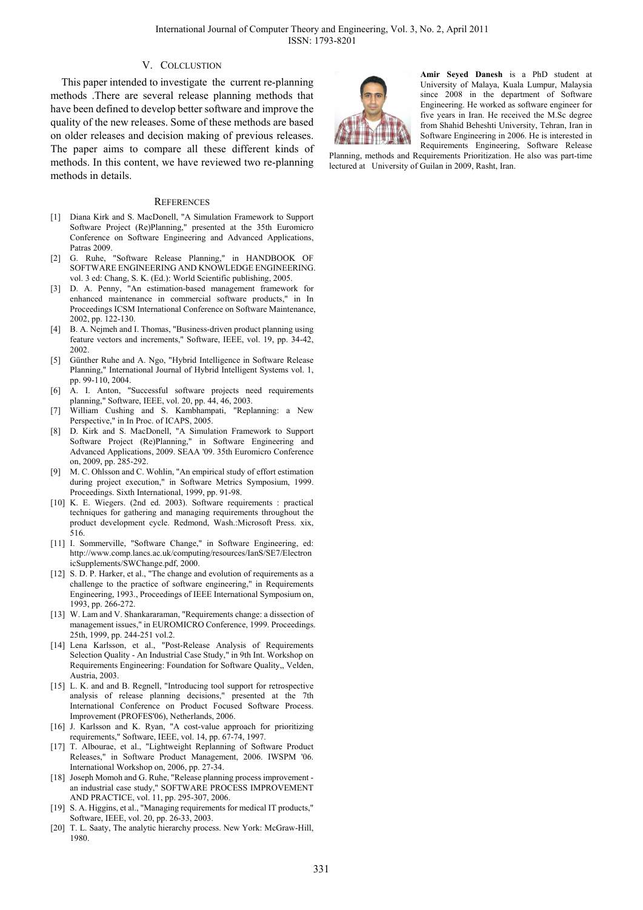## V. COLCLUSTION

This paper intended to investigate the current re-planning methods .There are several release planning methods that have been defined to develop better software and improve the quality of the new releases. Some of these methods are based on older releases and decision making of previous releases. The paper aims to compare all these different kinds of methods. In this content, we have reviewed two re-planning methods in details.

## REFERENCES

[1] Diana Kirk and S. MacDonell, "A Simulation Framework to Support Software Project (Re)Planning," presented at the 35th Euromicro Conference on Software Engineering and Advanced Applications, Patras 2009.

[2] G. Ruhe, "Software Release Planning," in HANDBOOK OF SOFTWARE ENGINEERING AND KNOWLEDGE ENGINEERING. vol. 3 ed: Chang, S. K. (Ed.): World Scientific publishing, 2005.

[3] D. A. Penny, "An estimation-based management framework for enhanced maintenance in commercial software products," in In Proceedings ICSM International Conference on Software Maintenance, 2002, pp. 122-130.

[4] B. A. Nejmeh and I. Thomas, "Business-driven product planning using feature vectors and increments," Software, IEEE, vol. 19, pp. 34-42, 2002.

[5] Günther Ruhe and A. Ngo, "Hybrid Intelligence in Software Release Planning," International Journal of Hybrid Intelligent Systems vol. 1, pp. 99-110, 2004.

[6] A. I. Anton, "Successful software projects need requirements planning," Software, IEEE, vol. 20, pp. 44, 46, 2003.

[7] William Cushing and S. Kambhampati, "Replanning: a New Perspective," in In Proc. of ICAPS, 2005.

[8] D. Kirk and S. MacDonell, "A Simulation Framework to Support Software Project (Re)Planning," in Software Engineering and Advanced Applications, 2009. SEAA '09. 35th Euromicro Conference on, 2009, pp. 285-292.

[9] M. C. Ohlsson and C. Wohlin, "An empirical study of effort estimation during project execution," in Software Metrics Symposium, 1999. Proceedings. Sixth International, 1999, pp. 91-98.

[10] K. E. Wiegers. (2nd ed. 2003). Software requirements : practical techniques for gathering and managing requirements throughout the product development cycle. Redmond, Wash.:Microsoft Press. xix, 516.

[11] I. Sommerville, "Software Change," in Software Engineering, ed: http://www.comp.lancs.ac.uk/computing/resources/IanS/SE7/ElectronicSupplements/SWChange.pdf, 2000.

[12] S. D. P. Harker, et al., "The change and evolution of requirements as a challenge to the practice of software engineering," in Requirements Engineering, 1993., Proceedings of IEEE International Symposium on, 1993, pp. 266-272.

[13] W. Lam and V. Shankararaman, "Requirements change: a dissection of management issues," in EUROMICRO Conference, 1999. Proceedings. 25th, 1999, pp. 244-251 vol.2.

[14] Lena Karlsson, et al., "Post-Release Analysis of Requirements Selection Quality - An Industrial Case Study," in 9th Int. Workshop on Requirements Engineering: Foundation for Software Quality,, Velden, Austria, 2003.

[15] L. K. and and B. Regnell, "Introducing tool support for retrospective analysis of release planning decisions," presented at the 7th International Conference on Product Focused Software Process. Improvement (PROFES'06), Netherlands, 2006.

[16] J. Karlsson and K. Ryan, "A cost-value approach for prioritizing requirements," Software, IEEE, vol. 14, pp. 67-74, 1997.

[17] T. Albourae, et al., "Lightweight Replanning of Software Product Releases," in Software Product Management, 2006. IWSPM '06. International Workshop on, 2006, pp. 27-34.

[18] Joseph Momoh and G. Ruhe, "Release planning process improvement - an industrial case study," SOFTWARE PROCESS IMPROVEMENT AND PRACTICE, vol. 11, pp. 295-307, 2006.

[19] S. A. Higgins, et al., "Managing requirements for medical IT products," Software, IEEE, vol. 20, pp. 26-33, 2003.

[20] T. L. Saaty, The analytic hierarchy process. New York: McGraw-Hill, 1980.

**Amir Seyed Danesh** is a PhD student at University of Malaya, Kuala Lumpur, Malaysia since 2008 in the department of Software Engineering. He worked as software engineer for five years in Iran. He received the M.Sc degree from Shahid Beheshti University, Tehran, Iran in Software Engineering in 2006. He is interested in Requirements Engineering, Software Release Planning, methods and Requirements Prioritization. He also was part-time lectured at University of Guilan in 2009, Rasht, Iran.